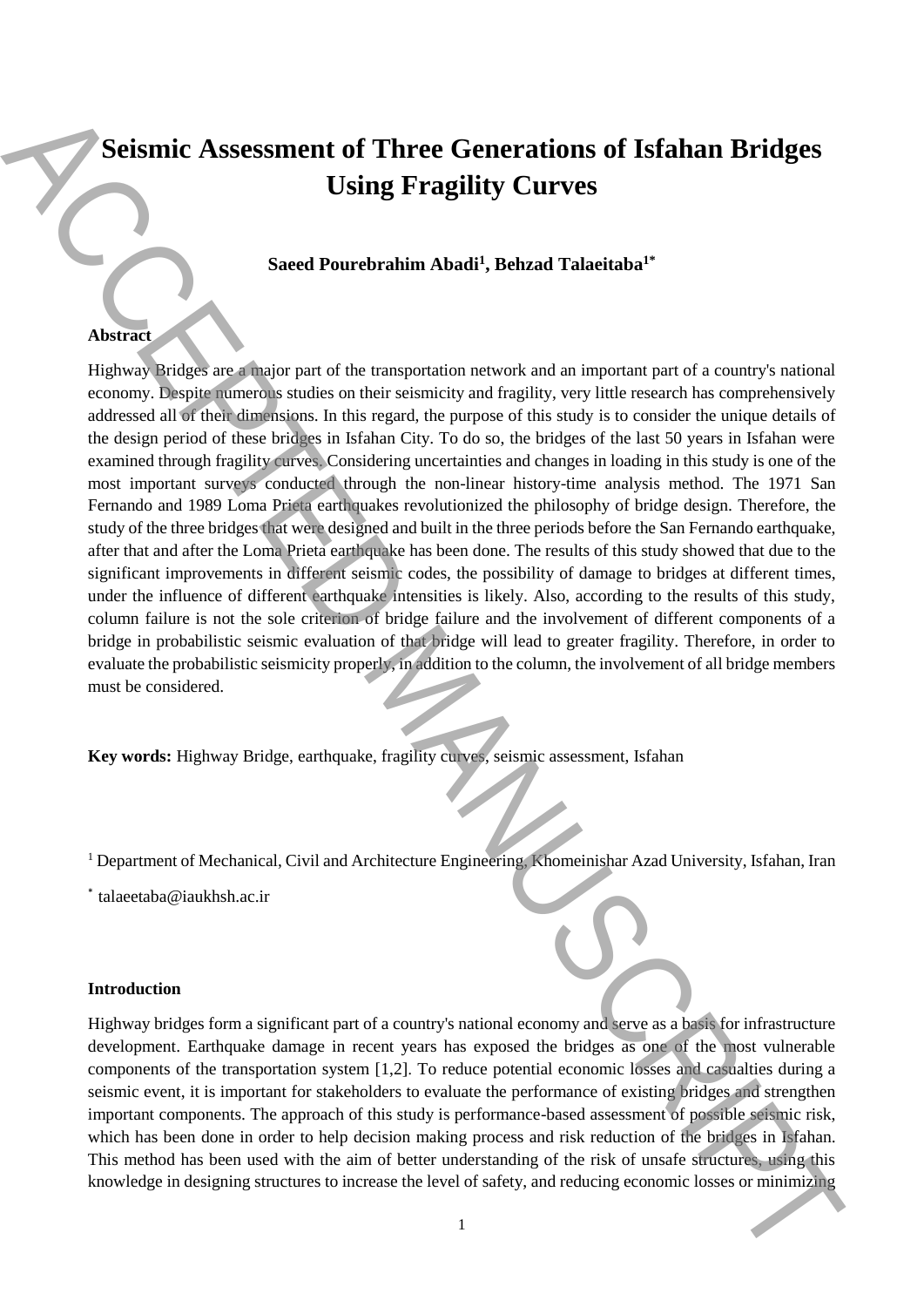# Seismic Assessment of Three Generations of Isfahan Bridges Using Fragility Curves

**Saeed Pourebrahim Abadi[1], Behzad Talaeitaba[1*]**

**Abstract**

Highway Bridges are a major part of the transportation network and an important part of a country's national economy. Despite numerous studies on their seismicity and fragility, very little research has comprehensively addressed all of their dimensions. In this regard, the purpose of this study is to consider the unique details of the design period of these bridges in Isfahan City. To do so, the bridges of the last 50 years in Isfahan were examined through fragility curves. Considering uncertainties and changes in loading in this study is one of the most important surveys conducted through the non-linear history-time analysis method. The 1971 San Fernando and 1989 Loma Prieta earthquakes revolutionized the philosophy of bridge design. Therefore, the study of the three bridges that were designed and built in the three periods before the San Fernando earthquake, after that and after the Loma Prieta earthquake has been done. The results of this study showed that due to the significant improvements in different seismic codes, the possibility of damage to bridges at different times, under the influence of different earthquake intensities is likely. Also, according to the results of this study, column failure is not the sole criterion of bridge failure and the involvement of different components of a bridge in probabilistic seismic evaluation of that bridge will lead to greater fragility. Therefore, in order to evaluate the probabilistic seismicity properly, in addition to the column, the involvement of all bridge members must be considered.

**Key words:** Highway Bridge, earthquake, fragility curves, seismic assessment, Isfahan

[1] Department of Mechanical, Civil and Architecture Engineering, Khomeinishar Azad University, Isfahan, Iran

[*] talaeetaba@iaukhsh.ac.ir

**Introduction**

Highway bridges form a significant part of a country's national economy and serve as a basis for infrastructure development. Earthquake damage in recent years has exposed the bridges as one of the most vulnerable components of the transportation system [1,2]. To reduce potential economic losses and casualties during a seismic event, it is important for stakeholders to evaluate the performance of existing bridges and strengthen important components. The approach of this study is performance-based assessment of possible seismic risk, which has been done in order to help decision making process and risk reduction of the bridges in Isfahan. This method has been used with the aim of better understanding of the risk of unsafe structures, using this knowledge in designing structures to increase the level of safety, and reducing economic losses or minimizing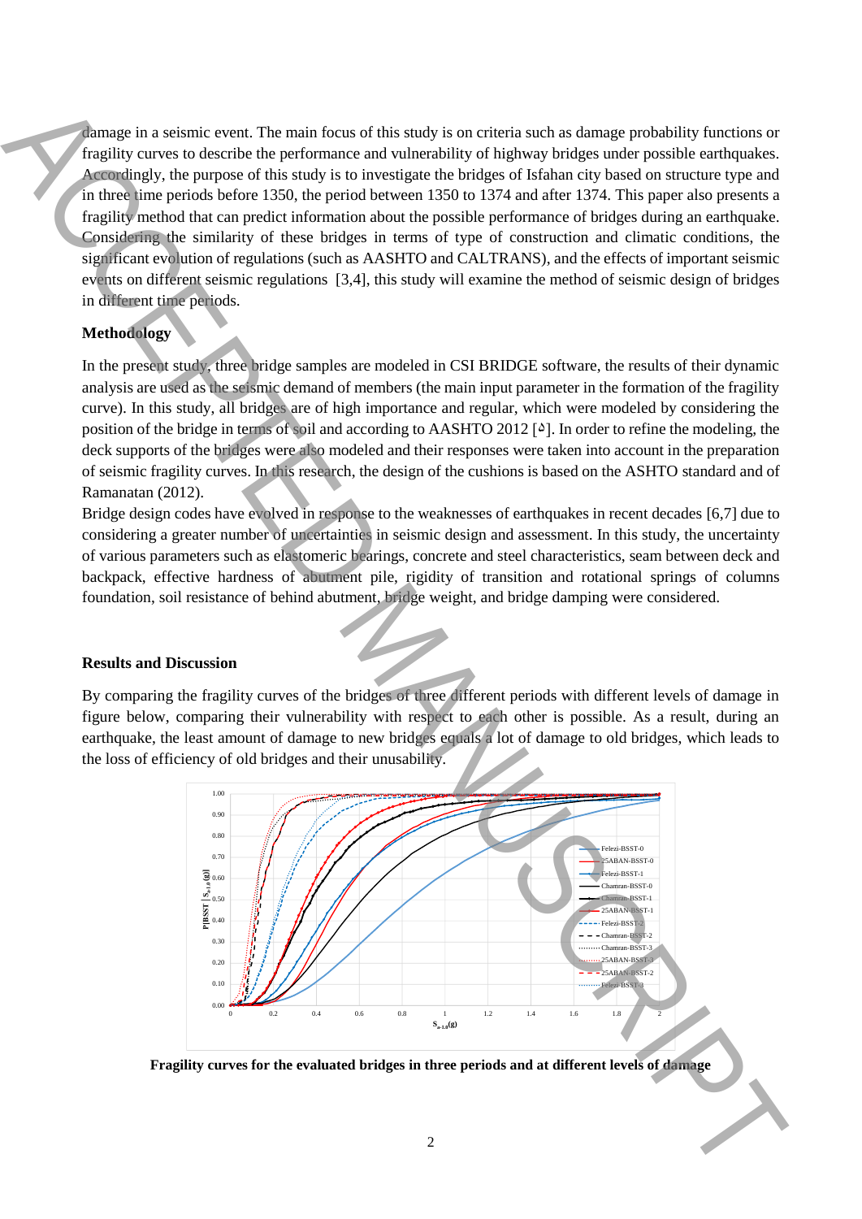damage in a seismic event. The main focus of this study is on criteria such as damage probability functions or fragility curves to describe the performance and vulnerability of highway bridges under possible earthquakes. Accordingly, the purpose of this study is to investigate the bridges of Isfahan city based on structure type and in three time periods before 1350, the period between 1350 to 1374 and after 1374. This paper also presents a fragility method that can predict information about the possible performance of bridges during an earthquake. Considering the similarity of these bridges in terms of type of construction and climatic conditions, the significant evolution of regulations (such as AASHTO and CALTRANS), and the effects of important seismic events on different seismic regulations [3,4], this study will examine the method of seismic design of bridges in different time periods.

## Methodology

In the present study, three bridge samples are modeled in CSI BRIDGE software, the results of their dynamic analysis are used as the seismic demand of members (the main input parameter in the formation of the fragility curve). In this study, all bridges are of high importance and regular, which were modeled by considering the position of the bridge in terms of soil and according to AASHTO 2012 [۵]. In order to refine the modeling, the deck supports of the bridges were also modeled and their responses were taken into account in the preparation of seismic fragility curves. In this research, the design of the cushions is based on the ASHTO standard and of Ramanatan (2012).

Bridge design codes have evolved in response to the weaknesses of earthquakes in recent decades [6,7] due to considering a greater number of uncertainties in seismic design and assessment. In this study, the uncertainty of various parameters such as elastomeric bearings, concrete and steel characteristics, seam between deck and backpack, effective hardness of abutment pile, rigidity of transition and rotational springs of columns foundation, soil resistance of behind abutment, bridge weight, and bridge damping were considered.

## Results and Discussion

By comparing the fragility curves of the bridges of three different periods with different levels of damage in figure below, comparing their vulnerability with respect to each other is possible. As a result, during an earthquake, the least amount of damage to new bridges equals a lot of damage to old bridges, which leads to the loss of efficiency of old bridges and their unusability.

**Fragility curves for the evaluated bridges in three periods and at different levels of damage**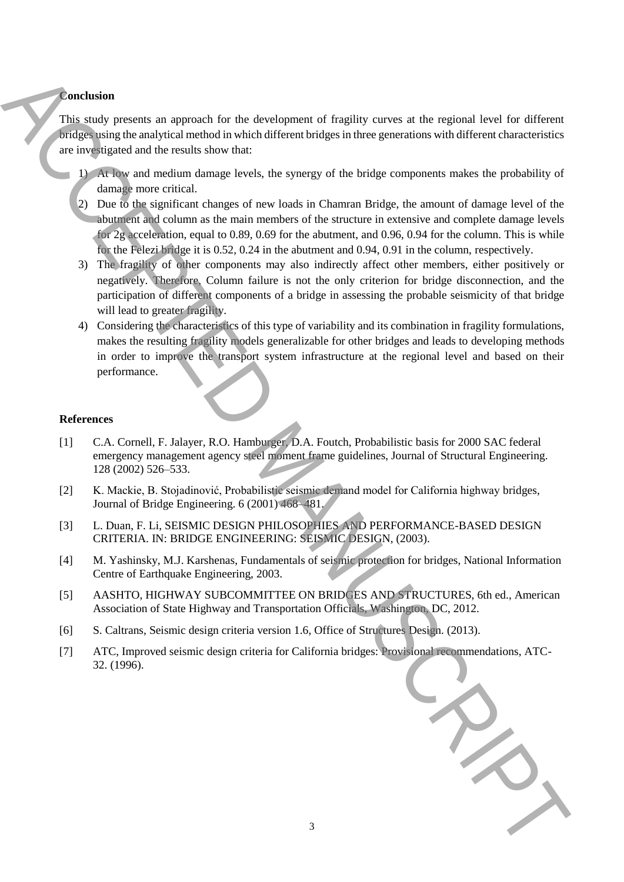**Conclusion**

This study presents an approach for the development of fragility curves at the regional level for different bridges using the analytical method in which different bridges in three generations with different characteristics are investigated and the results show that:

1) At low and medium damage levels, the synergy of the bridge components makes the probability of damage more critical.
2) Due to the significant changes of new loads in Chamran Bridge, the amount of damage level of the abutment and column as the main members of the structure in extensive and complete damage levels for 2g acceleration, equal to 0.89, 0.69 for the abutment, and 0.96, 0.94 for the column. This is while for the Felezi bridge it is 0.52, 0.24 in the abutment and 0.94, 0.91 in the column, respectively.
3) The fragility of other components may also indirectly affect other members, either positively or negatively. Therefore, Column failure is not the only criterion for bridge disconnection, and the participation of different components of a bridge in assessing the probable seismicity of that bridge will lead to greater fragility.
4) Considering the characteristics of this type of variability and its combination in fragility formulations, makes the resulting fragility models generalizable for other bridges and leads to developing methods in order to improve the transport system infrastructure at the regional level and based on their performance.

**References**

[1] C.A. Cornell, F. Jalayer, R.O. Hamburger, D.A. Foutch, Probabilistic basis for 2000 SAC federal emergency management agency steel moment frame guidelines, Journal of Structural Engineering. 128 (2002) 526–533.

[2] K. Mackie, B. Stojadinović, Probabilistic seismic demand model for California highway bridges, Journal of Bridge Engineering. 6 (2001) 468–481.

[3] L. Duan, F. Li, SEISMIC DESIGN PHILOSOPHIES AND PERFORMANCE-BASED DESIGN CRITERIA. IN: BRIDGE ENGINEERING: SEISMIC DESIGN, (2003).

[4] M. Yashinsky, M.J. Karshenas, Fundamentals of seismic protection for bridges, National Information Centre of Earthquake Engineering, 2003.

[5] AASHTO, HIGHWAY SUBCOMMITTEE ON BRIDGES AND STRUCTURES, 6th ed., American Association of State Highway and Transportation Officials, Washington, DC, 2012.

[6] S. Caltrans, Seismic design criteria version 1.6, Office of Structures Design. (2013).

[7] ATC, Improved seismic design criteria for California bridges: Provisional recommendations, ATC-32. (1996).